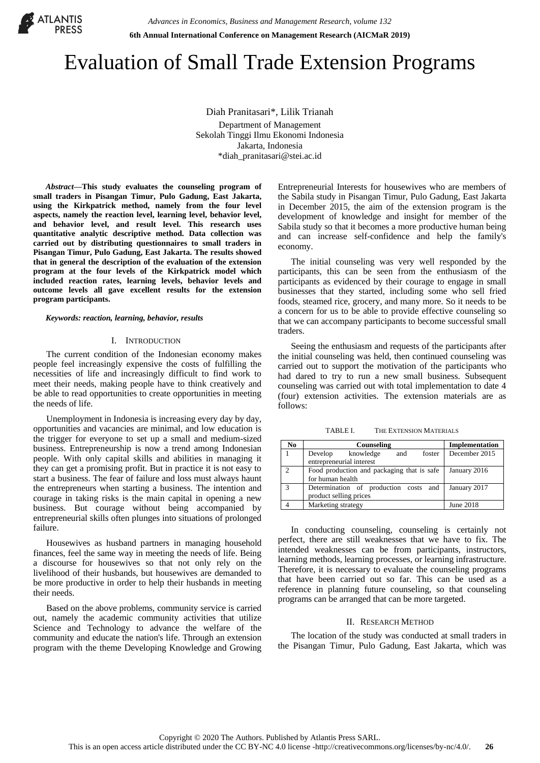# Evaluation of Small Trade Extension Programs

Diah Pranitasari*, Lilik Trianah
Department of Management
Sekolah Tinggi Ilmu Ekonomi Indonesia
Jakarta, Indonesia
*diah_pranitasari@stei.ac.id

***Abstract*—This study evaluates the counseling program of small traders in Pisangan Timur, Pulo Gadung, East Jakarta, using the Kirkpatrick method, namely from the four level aspects, namely the reaction level, learning level, behavior level, and behavior level, and result level. This research uses quantitative analytic descriptive method. Data collection was carried out by distributing questionnaires to small traders in Pisangan Timur, Pulo Gadung, East Jakarta. The results showed that in general the description of the evaluation of the extension program at the four levels of the Kirkpatrick model which included reaction rates, learning levels, behavior levels and outcome levels all gave excellent results for the extension program participants.**

***Keywords: reaction, learning, behavior, results***

## I. Introduction

The current condition of the Indonesian economy makes people feel increasingly expensive the costs of fulfilling the necessities of life and increasingly difficult to find work to meet their needs, making people have to think creatively and be able to read opportunities to create opportunities in meeting the needs of life.

Unemployment in Indonesia is increasing every day by day, opportunities and vacancies are minimal, and low education is the trigger for everyone to set up a small and medium-sized business. Entrepreneurship is now a trend among Indonesian people. With only capital skills and abilities in managing it they can get a promising profit. But in practice it is not easy to start a business. The fear of failure and loss must always haunt the entrepreneurs when starting a business. The intention and courage in taking risks is the main capital in opening a new business. But courage without being accompanied by entrepreneurial skills often plunges into situations of prolonged failure.

Housewives as husband partners in managing household finances, feel the same way in meeting the needs of life. Being a discourse for housewives so that not only rely on the livelihood of their husbands, but housewives are demanded to be more productive in order to help their husbands in meeting their needs.

Based on the above problems, community service is carried out, namely the academic community activities that utilize Science and Technology to advance the welfare of the community and educate the nation's life. Through an extension program with the theme Developing Knowledge and Growing Entrepreneurial Interests for housewives who are members of the Sabila study in Pisangan Timur, Pulo Gadung, East Jakarta in December 2015, the aim of the extension program is the development of knowledge and insight for member of the Sabila study so that it becomes a more productive human being and can increase self-confidence and help the family's economy.

The initial counseling was very well responded by the participants, this can be seen from the enthusiasm of the participants as evidenced by their courage to engage in small businesses that they started, including some who sell fried foods, steamed rice, grocery, and many more. So it needs to be a concern for us to be able to provide effective counseling so that we can accompany participants to become successful small traders.

Seeing the enthusiasm and requests of the participants after the initial counseling was held, then continued counseling was carried out to support the motivation of the participants who had dared to try to run a new small business. Subsequent counseling was carried out with total implementation to date 4 (four) extension activities. The extension materials are as follows:

TABLE I. The Extension Materials

| No | Counseling | Implementation |
|---|---|---|
| 1 | Develop knowledge and foster entrepreneurial interest | December 2015 |
| 2 | Food production and packaging that is safe for human health | January 2016 |
| 3 | Determination of production costs and product selling prices | January 2017 |
| 4 | Marketing strategy | June 2018 |

In conducting counseling, counseling is certainly not perfect, there are still weaknesses that we have to fix. The intended weaknesses can be from participants, instructors, learning methods, learning processes, or learning infrastructure. Therefore, it is necessary to evaluate the counseling programs that have been carried out so far. This can be used as a reference in planning future counseling, so that counseling programs can be arranged that can be more targeted.

## II. Research Method

The location of the study was conducted at small traders in the Pisangan Timur, Pulo Gadung, East Jakarta, which was

Copyright © 2020 The Authors. Published by Atlantis Press SARL.
This is an open access article distributed under the CC BY-NC 4.0 license -http://creativecommons.org/licenses/by-nc/4.0/.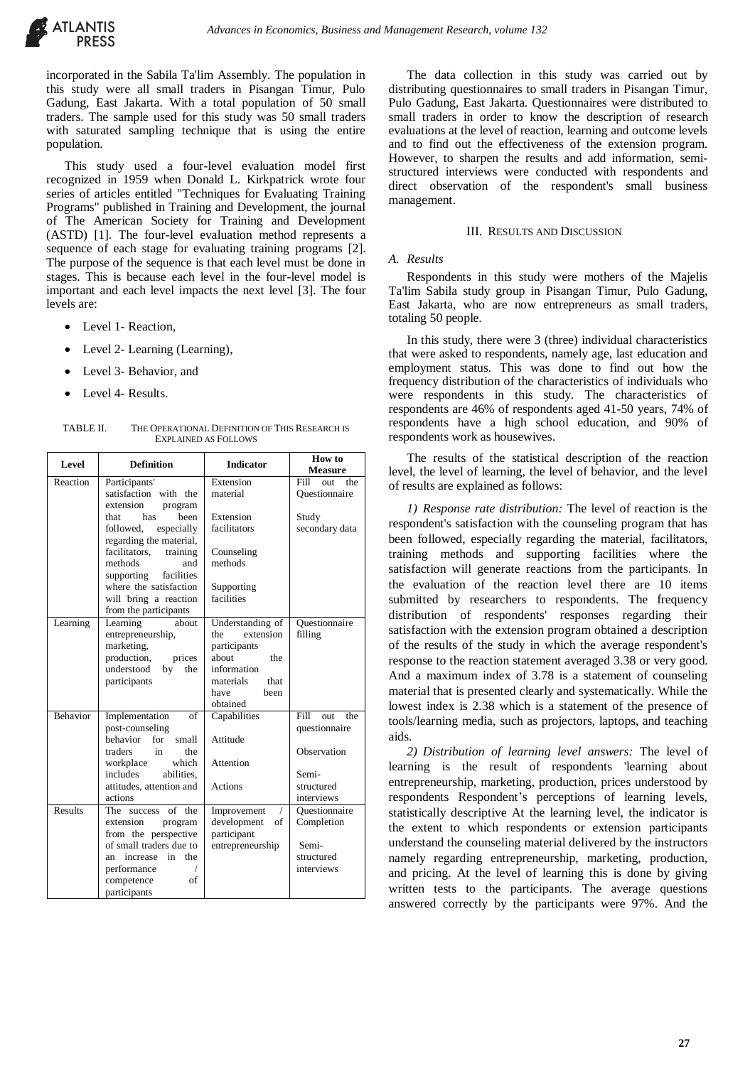incorporated in the Sabila Ta'lim Assembly. The population in this study were all small traders in Pisangan Timur, Pulo Gadung, East Jakarta. With a total population of 50 small traders. The sample used for this study was 50 small traders with saturated sampling technique that is using the entire population.

This study used a four-level evaluation model first recognized in 1959 when Donald L. Kirkpatrick wrote four series of articles entitled "Techniques for Evaluating Training Programs" published in Training and Development, the journal of The American Society for Training and Development (ASTD) [1]. The four-level evaluation method represents a sequence of each stage for evaluating training programs [2]. The purpose of the sequence is that each level must be done in stages. This is because each level in the four-level model is important and each level impacts the next level [3]. The four levels are:

- Level 1- Reaction,
- Level 2- Learning (Learning),
- Level 3- Behavior, and
- Level 4- Results.

TABLE II. THE OPERATIONAL DEFINITION OF THIS RESEARCH IS EXPLAINED AS FOLLOWS

| Level | Definition | Indicator | How to Measure |
|---|---|---|---|
| Reaction | Participants' satisfaction with the extension program that has been followed, especially regarding the material, facilitators, training methods and supporting facilities where the satisfaction will bring a reaction from the participants | Extension material<br><br>Extension facilitators<br><br>Counseling methods<br><br>Supporting facilities | Fill out the Questionnaire<br><br>Study secondary data |
| Learning | Learning about entrepreneurship, marketing, production, prices understood by the participants | Understanding of the extension participants about the information materials that have been obtained | Questionnaire filling |
| Behavior | Implementation of post-counseling behavior for small traders in the workplace which includes abilities, attitudes, attention and actions | Capabilities<br><br>Attitude<br><br>Attention<br><br>Actions | Fill out the questionnaire<br><br>Observation<br><br>Semi-structured interviews |
| Results | The success of the extension program from the perspective of small traders due to an increase in the performance / competence of participants | Improvement / development of participant entrepreneurship | Questionnaire Completion<br><br>Semi-structured interviews |

The data collection in this study was carried out by distributing questionnaires to small traders in Pisangan Timur, Pulo Gadung, East Jakarta. Questionnaires were distributed to small traders in order to know the description of research evaluations at the level of reaction, learning and outcome levels and to find out the effectiveness of the extension program. However, to sharpen the results and add information, semi-structured interviews were conducted with respondents and direct observation of the respondent's small business management.

## III. Results and Discussion

### A. Results

Respondents in this study were mothers of the Majelis Ta'lim Sabila study group in Pisangan Timur, Pulo Gadung, East Jakarta, who are now entrepreneurs as small traders, totaling 50 people.

In this study, there were 3 (three) individual characteristics that were asked to respondents, namely age, last education and employment status. This was done to find out how the frequency distribution of the characteristics of individuals who were respondents in this study. The characteristics of respondents are 46% of respondents aged 41-50 years, 74% of respondents have a high school education, and 90% of respondents work as housewives.

The results of the statistical description of the reaction level, the level of learning, the level of behavior, and the level of results are explained as follows:

*1) Response rate distribution:* The level of reaction is the respondent's satisfaction with the counseling program that has been followed, especially regarding the material, facilitators, training methods and supporting facilities where the satisfaction will generate reactions from the participants. In the evaluation of the reaction level there are 10 items submitted by researchers to respondents. The frequency distribution of respondents' responses regarding their satisfaction with the extension program obtained a description of the results of the study in which the average respondent's response to the reaction statement averaged 3.38 or very good. And a maximum index of 3.78 is a statement of counseling material that is presented clearly and systematically. While the lowest index is 2.38 which is a statement of the presence of tools/learning media, such as projectors, laptops, and teaching aids.

*2) Distribution of learning level answers:* The level of learning is the result of respondents 'learning about entrepreneurship, marketing, production, prices understood by respondents Respondent's perceptions of learning levels, statistically descriptive At the learning level, the indicator is the extent to which respondents or extension participants understand the counseling material delivered by the instructors namely regarding entrepreneurship, marketing, production, and pricing. At the level of learning this is done by giving written tests to the participants. The average questions answered correctly by the participants were 97%. And the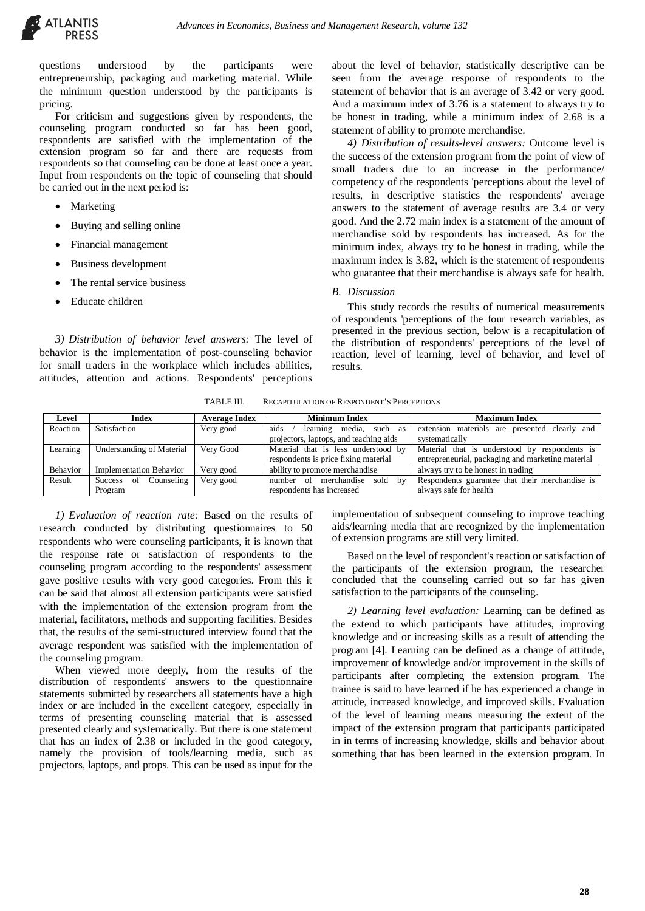questions understood by the participants were entrepreneurship, packaging and marketing material. While the minimum question understood by the participants is pricing.

For criticism and suggestions given by respondents, the counseling program conducted so far has been good, respondents are satisfied with the implementation of the extension program so far and there are requests from respondents so that counseling can be done at least once a year. Input from respondents on the topic of counseling that should be carried out in the next period is:

- Marketing
- Buying and selling online
- Financial management
- Business development
- The rental service business
- Educate children

*3) Distribution of behavior level answers:* The level of behavior is the implementation of post-counseling behavior for small traders in the workplace which includes abilities, attitudes, attention and actions. Respondents' perceptions about the level of behavior, statistically descriptive can be seen from the average response of respondents to the statement of behavior that is an average of 3.42 or very good. And a maximum index of 3.76 is a statement to always try to be honest in trading, while a minimum index of 2.68 is a statement of ability to promote merchandise.

*4) Distribution of results-level answers:* Outcome level is the success of the extension program from the point of view of small traders due to an increase in the performance/ competency of the respondents 'perceptions about the level of results, in descriptive statistics the respondents' average answers to the statement of average results are 3.4 or very good. And the 2.72 main index is a statement of the amount of merchandise sold by respondents has increased. As for the minimum index, always try to be honest in trading, while the maximum index is 3.82, which is the statement of respondents who guarantee that their merchandise is always safe for health.

### *B. Discussion*

This study records the results of numerical measurements of respondents 'perceptions of the four research variables, as presented in the previous section, below is a recapitulation of the distribution of respondents' perceptions of the level of reaction, level of learning, level of behavior, and level of results.

TABLE III. RECAPITULATION OF RESPONDENT'S PERCEPTIONS

| Level | Index | Average Index | Minimum Index | Maximum Index |
|---|---|---|---|---|
| Reaction | Satisfaction | Very good | aids / learning media, such as projectors, laptops, and teaching aids | extension materials are presented clearly and systematically |
| Learning | Understanding of Material | Very Good | Material that is less understood by respondents is price fixing material | Material that is understood by respondents is entrepreneurial, packaging and marketing material |
| Behavior | Implementation Behavior | Very good | ability to promote merchandise | always try to be honest in trading |
| Result | Success of Counseling Program | Very good | number of merchandise sold by respondents has increased | Respondents guarantee that their merchandise is always safe for health |

*1) Evaluation of reaction rate:* Based on the results of research conducted by distributing questionnaires to 50 respondents who were counseling participants, it is known that the response rate or satisfaction of respondents to the counseling program according to the respondents' assessment gave positive results with very good categories. From this it can be said that almost all extension participants were satisfied with the implementation of the extension program from the material, facilitators, methods and supporting facilities. Besides that, the results of the semi-structured interview found that the average respondent was satisfied with the implementation of the counseling program.

When viewed more deeply, from the results of the distribution of respondents' answers to the questionnaire statements submitted by researchers all statements have a high index or are included in the excellent category, especially in terms of presenting counseling material that is assessed presented clearly and systematically. But there is one statement that has an index of 2.38 or included in the good category, namely the provision of tools/learning media, such as projectors, laptops, and props. This can be used as input for the implementation of subsequent counseling to improve teaching aids/learning media that are recognized by the implementation of extension programs are still very limited.

Based on the level of respondent's reaction or satisfaction of the participants of the extension program, the researcher concluded that the counseling carried out so far has given satisfaction to the participants of the counseling.

*2) Learning level evaluation:* Learning can be defined as the extend to which participants have attitudes, improving knowledge and or increasing skills as a result of attending the program [4]. Learning can be defined as a change of attitude, improvement of knowledge and/or improvement in the skills of participants after completing the extension program. The trainee is said to have learned if he has experienced a change in attitude, increased knowledge, and improved skills. Evaluation of the level of learning means measuring the extent of the impact of the extension program that participants participated in in terms of increasing knowledge, skills and behavior about something that has been learned in the extension program. In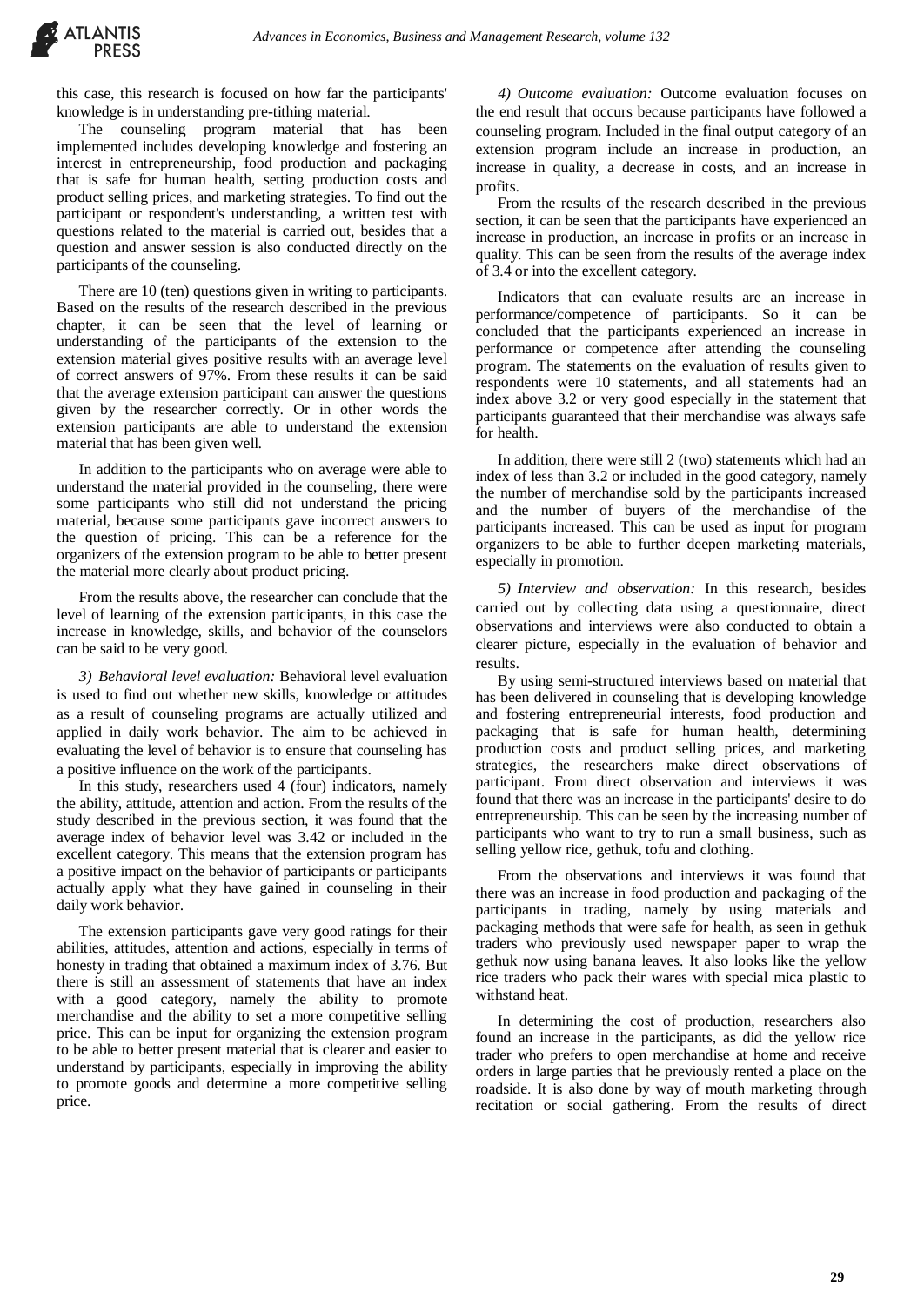this case, this research is focused on how far the participants' knowledge is in understanding pre-tithing material.

The counseling program material that has been implemented includes developing knowledge and fostering an interest in entrepreneurship, food production and packaging that is safe for human health, setting production costs and product selling prices, and marketing strategies. To find out the participant or respondent's understanding, a written test with questions related to the material is carried out, besides that a question and answer session is also conducted directly on the participants of the counseling.

There are 10 (ten) questions given in writing to participants. Based on the results of the research described in the previous chapter, it can be seen that the level of learning or understanding of the participants of the extension to the extension material gives positive results with an average level of correct answers of 97%. From these results it can be said that the average extension participant can answer the questions given by the researcher correctly. Or in other words the extension participants are able to understand the extension material that has been given well.

In addition to the participants who on average were able to understand the material provided in the counseling, there were some participants who still did not understand the pricing material, because some participants gave incorrect answers to the question of pricing. This can be a reference for the organizers of the extension program to be able to better present the material more clearly about product pricing.

From the results above, the researcher can conclude that the level of learning of the extension participants, in this case the increase in knowledge, skills, and behavior of the counselors can be said to be very good.

*3) Behavioral level evaluation:* Behavioral level evaluation is used to find out whether new skills, knowledge or attitudes as a result of counseling programs are actually utilized and applied in daily work behavior. The aim to be achieved in evaluating the level of behavior is to ensure that counseling has a positive influence on the work of the participants.

In this study, researchers used 4 (four) indicators, namely the ability, attitude, attention and action. From the results of the study described in the previous section, it was found that the average index of behavior level was 3.42 or included in the excellent category. This means that the extension program has a positive impact on the behavior of participants or participants actually apply what they have gained in counseling in their daily work behavior.

The extension participants gave very good ratings for their abilities, attitudes, attention and actions, especially in terms of honesty in trading that obtained a maximum index of 3.76. But there is still an assessment of statements that have an index with a good category, namely the ability to promote merchandise and the ability to set a more competitive selling price. This can be input for organizing the extension program to be able to better present material that is clearer and easier to understand by participants, especially in improving the ability to promote goods and determine a more competitive selling price.

*4) Outcome evaluation:* Outcome evaluation focuses on the end result that occurs because participants have followed a counseling program. Included in the final output category of an extension program include an increase in production, an increase in quality, a decrease in costs, and an increase in profits.

From the results of the research described in the previous section, it can be seen that the participants have experienced an increase in production, an increase in profits or an increase in quality. This can be seen from the results of the average index of 3.4 or into the excellent category.

Indicators that can evaluate results are an increase in performance/competence of participants. So it can be concluded that the participants experienced an increase in performance or competence after attending the counseling program. The statements on the evaluation of results given to respondents were 10 statements, and all statements had an index above 3.2 or very good especially in the statement that participants guaranteed that their merchandise was always safe for health.

In addition, there were still 2 (two) statements which had an index of less than 3.2 or included in the good category, namely the number of merchandise sold by the participants increased and the number of buyers of the merchandise of the participants increased. This can be used as input for program organizers to be able to further deepen marketing materials, especially in promotion.

*5) Interview and observation:* In this research, besides carried out by collecting data using a questionnaire, direct observations and interviews were also conducted to obtain a clearer picture, especially in the evaluation of behavior and results.

By using semi-structured interviews based on material that has been delivered in counseling that is developing knowledge and fostering entrepreneurial interests, food production and packaging that is safe for human health, determining production costs and product selling prices, and marketing strategies, the researchers make direct observations of participant. From direct observation and interviews it was found that there was an increase in the participants' desire to do entrepreneurship. This can be seen by the increasing number of participants who want to try to run a small business, such as selling yellow rice, gethuk, tofu and clothing.

From the observations and interviews it was found that there was an increase in food production and packaging of the participants in trading, namely by using materials and packaging methods that were safe for health, as seen in gethuk traders who previously used newspaper paper to wrap the gethuk now using banana leaves. It also looks like the yellow rice traders who pack their wares with special mica plastic to withstand heat.

In determining the cost of production, researchers also found an increase in the participants, as did the yellow rice trader who prefers to open merchandise at home and receive orders in large parties that he previously rented a place on the roadside. It is also done by way of mouth marketing through recitation or social gathering. From the results of direct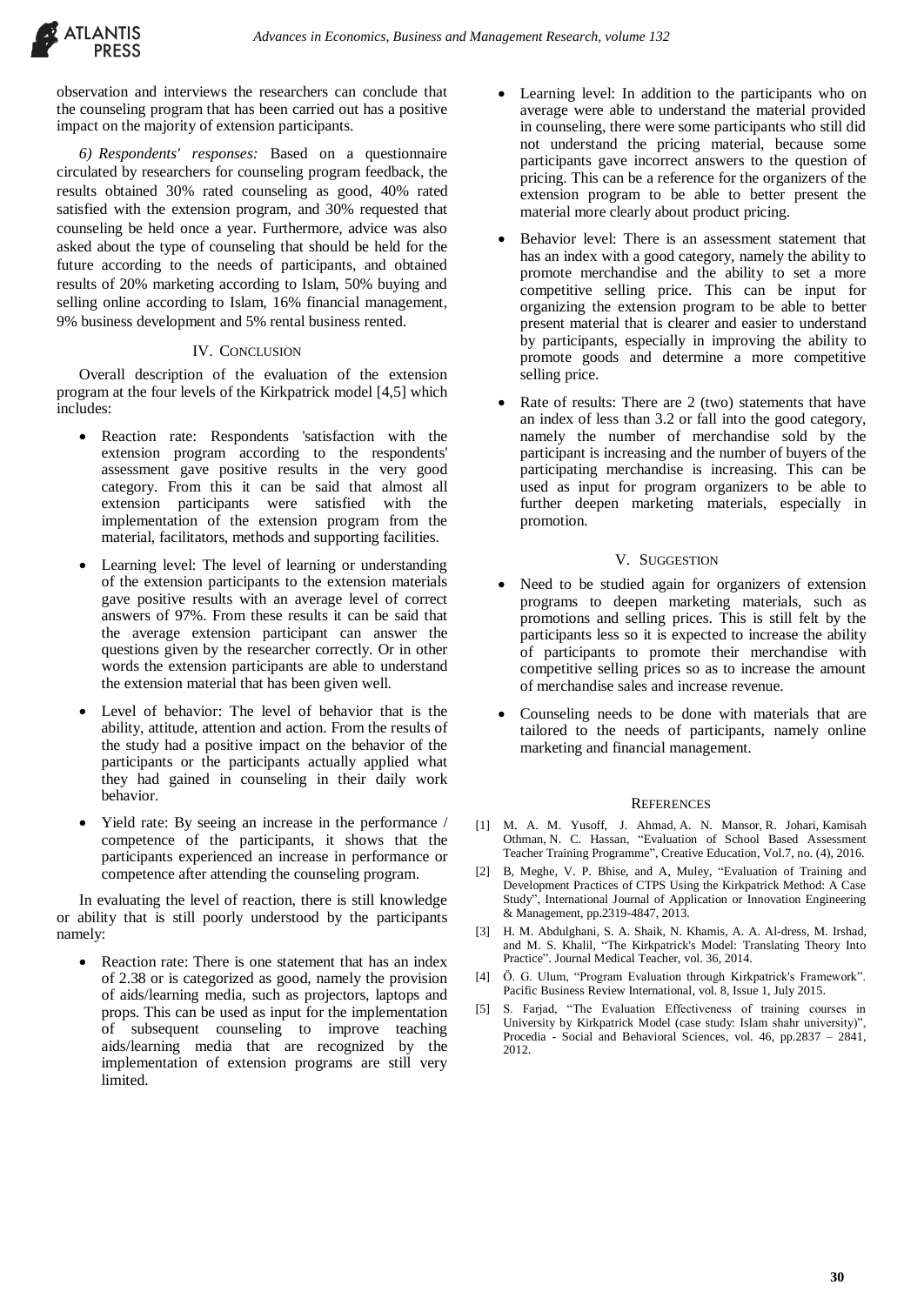observation and interviews the researchers can conclude that the counseling program that has been carried out has a positive impact on the majority of extension participants.

*6) Respondents' responses:* Based on a questionnaire circulated by researchers for counseling program feedback, the results obtained 30% rated counseling as good, 40% rated satisfied with the extension program, and 30% requested that counseling be held once a year. Furthermore, advice was also asked about the type of counseling that should be held for the future according to the needs of participants, and obtained results of 20% marketing according to Islam, 50% buying and selling online according to Islam, 16% financial management, 9% business development and 5% rental business rented.

## IV. Conclusion

Overall description of the evaluation of the extension program at the four levels of the Kirkpatrick model [4,5] which includes:

- Reaction rate: Respondents 'satisfaction with the extension program according to the respondents' assessment gave positive results in the very good category. From this it can be said that almost all extension participants were satisfied with the implementation of the extension program from the material, facilitators, methods and supporting facilities.
- Learning level: The level of learning or understanding of the extension participants to the extension materials gave positive results with an average level of correct answers of 97%. From these results it can be said that the average extension participant can answer the questions given by the researcher correctly. Or in other words the extension participants are able to understand the extension material that has been given well.
- Level of behavior: The level of behavior that is the ability, attitude, attention and action. From the results of the study had a positive impact on the behavior of the participants or the participants actually applied what they had gained in counseling in their daily work behavior.
- Yield rate: By seeing an increase in the performance / competence of the participants, it shows that the participants experienced an increase in performance or competence after attending the counseling program.

In evaluating the level of reaction, there is still knowledge or ability that is still poorly understood by the participants namely:

- Reaction rate: There is one statement that has an index of 2.38 or is categorized as good, namely the provision of aids/learning media, such as projectors, laptops and props. This can be used as input for the implementation of subsequent counseling to improve teaching aids/learning media that are recognized by the implementation of extension programs are still very limited.
- Learning level: In addition to the participants who on average were able to understand the material provided in counseling, there were some participants who still did not understand the pricing material, because some participants gave incorrect answers to the question of pricing. This can be a reference for the organizers of the extension program to be able to better present the material more clearly about product pricing.
- Behavior level: There is an assessment statement that has an index with a good category, namely the ability to promote merchandise and the ability to set a more competitive selling price. This can be input for organizing the extension program to be able to better present material that is clearer and easier to understand by participants, especially in improving the ability to promote goods and determine a more competitive selling price.
- Rate of results: There are 2 (two) statements that have an index of less than 3.2 or fall into the good category, namely the number of merchandise sold by the participant is increasing and the number of buyers of the participating merchandise is increasing. This can be used as input for program organizers to be able to further deepen marketing materials, especially in promotion.

## V. Suggestion

- Need to be studied again for organizers of extension programs to deepen marketing materials, such as promotions and selling prices. This is still felt by the participants less so it is expected to increase the ability of participants to promote their merchandise with competitive selling prices so as to increase the amount of merchandise sales and increase revenue.
- Counseling needs to be done with materials that are tailored to the needs of participants, namely online marketing and financial management.

## References

[1] M. A. M. Yusoff, J. Ahmad, A. N. Mansor, R. Johari, Kamisah Othman, N. C. Hassan, "Evaluation of School Based Assessment Teacher Training Programme", Creative Education, Vol.7, no. (4), 2016.

[2] B, Meghe, V. P. Bhise, and A, Muley, "Evaluation of Training and Development Practices of CTPS Using the Kirkpatrick Method: A Case Study", International Journal of Application or Innovation Engineering & Management, pp.2319-4847, 2013.

[3] H. M. Abdulghani, S. A. Shaik, N. Khamis, A. A. Al-dress, M. Irshad, and M. S. Khalil, "The Kirkpatrick's Model: Translating Theory Into Practice". Journal Medical Teacher, vol. 36, 2014.

[4] Ö. G. Ulum, "Program Evaluation through Kirkpatrick's Framework". Pacific Business Review International, vol. 8, Issue 1, July 2015.

[5] S. Farjad, "The Evaluation Effectiveness of training courses in University by Kirkpatrick Model (case study: Islam shahr university)", Procedia - Social and Behavioral Sciences, vol. 46, pp.2837 – 2841, 2012.